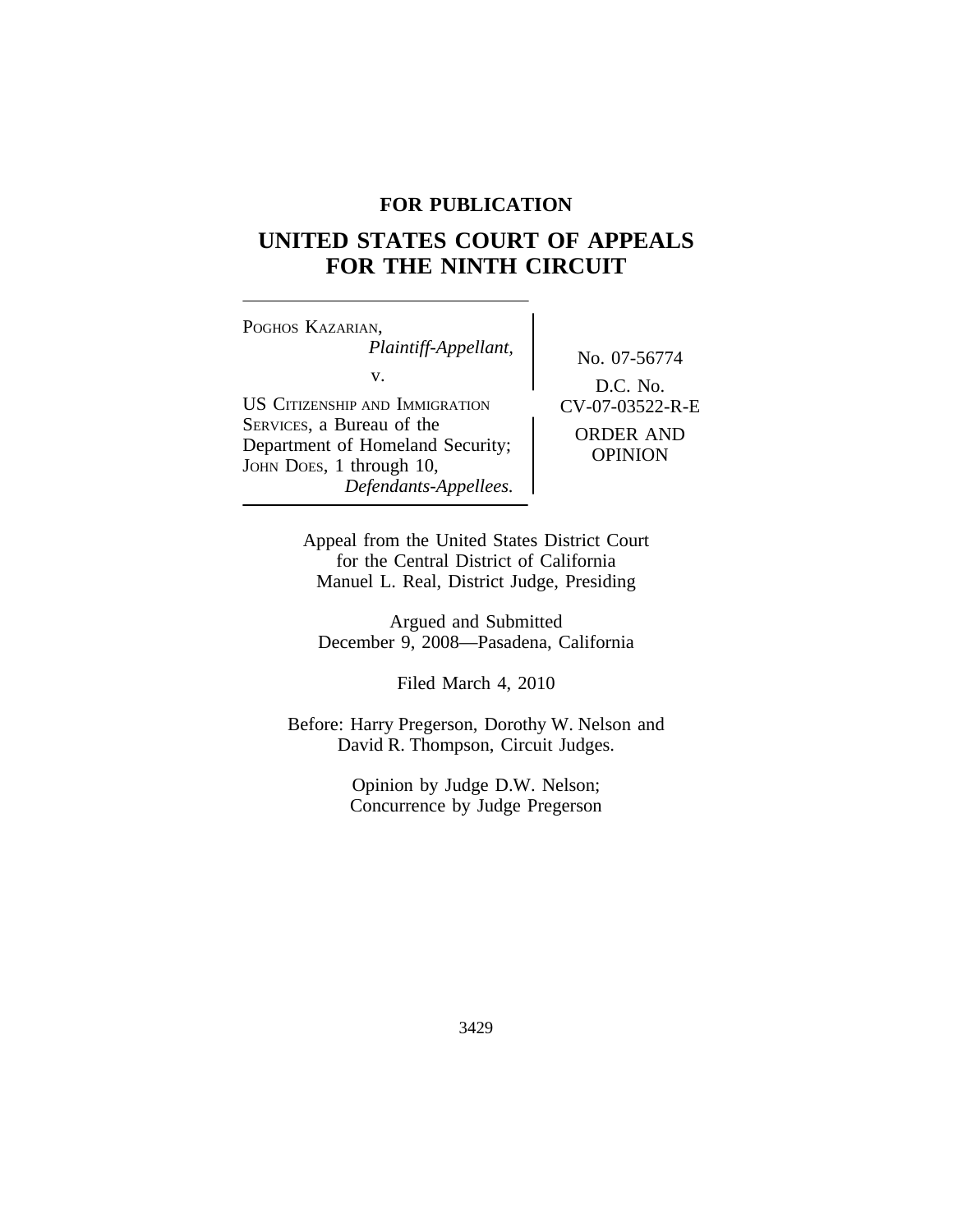**FOR PUBLICATION**

# UNITED STATES COURT OF APPEALS FOR THE NINTH CIRCUIT

POGHOS KAZARIAN,
*Plaintiff-Appellant,*

v.

US CITIZENSHIP AND IMMIGRATION SERVICES, a Bureau of the Department of Homeland Security; JOHN DOES, 1 through 10,
*Defendants-Appellees.*

No. 07-56774

D.C. No. CV-07-03522-R-E

ORDER AND OPINION

Appeal from the United States District Court
for the Central District of California
Manuel L. Real, District Judge, Presiding

Argued and Submitted
December 9, 2008—Pasadena, California

Filed March 4, 2010

Before: Harry Pregerson, Dorothy W. Nelson and David R. Thompson, Circuit Judges.

Opinion by Judge D.W. Nelson;
Concurrence by Judge Pregerson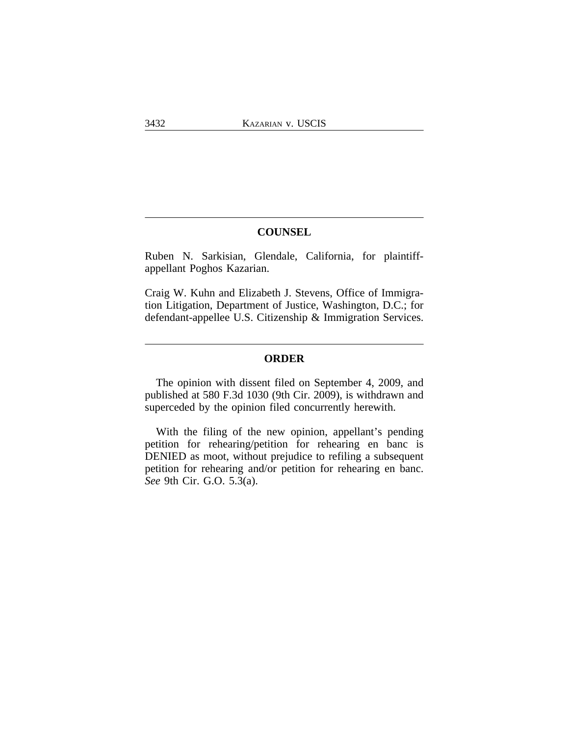## COUNSEL

Ruben N. Sarkisian, Glendale, California, for plaintiff-appellant Poghos Kazarian.

Craig W. Kuhn and Elizabeth J. Stevens, Office of Immigration Litigation, Department of Justice, Washington, D.C.; for defendant-appellee U.S. Citizenship & Immigration Services.

## ORDER

The opinion with dissent filed on September 4, 2009, and published at 580 F.3d 1030 (9th Cir. 2009), is withdrawn and superceded by the opinion filed concurrently herewith.

With the filing of the new opinion, appellant's pending petition for rehearing/petition for rehearing en banc is DENIED as moot, without prejudice to refiling a subsequent petition for rehearing and/or petition for rehearing en banc. *See* 9th Cir. G.O. 5.3(a).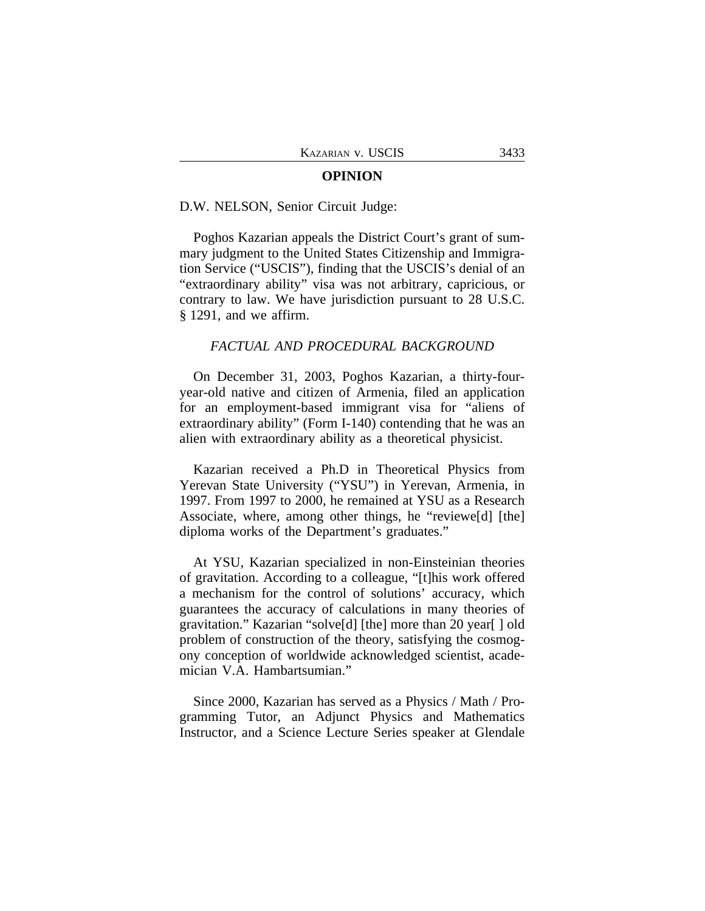## OPINION

D.W. NELSON, Senior Circuit Judge:

Poghos Kazarian appeals the District Court's grant of summary judgment to the United States Citizenship and Immigration Service ("USCIS"), finding that the USCIS's denial of an "extraordinary ability" visa was not arbitrary, capricious, or contrary to law. We have jurisdiction pursuant to 28 U.S.C. § 1291, and we affirm.

### *FACTUAL AND PROCEDURAL BACKGROUND*

On December 31, 2003, Poghos Kazarian, a thirty-four-year-old native and citizen of Armenia, filed an application for an employment-based immigrant visa for "aliens of extraordinary ability" (Form I-140) contending that he was an alien with extraordinary ability as a theoretical physicist.

Kazarian received a Ph.D in Theoretical Physics from Yerevan State University ("YSU") in Yerevan, Armenia, in 1997. From 1997 to 2000, he remained at YSU as a Research Associate, where, among other things, he "reviewe[d] [the] diploma works of the Department's graduates."

At YSU, Kazarian specialized in non-Einsteinian theories of gravitation. According to a colleague, "[t]his work offered a mechanism for the control of solutions' accuracy, which guarantees the accuracy of calculations in many theories of gravitation." Kazarian "solve[d] [the] more than 20 year[ ] old problem of construction of the theory, satisfying the cosmogony conception of worldwide acknowledged scientist, academician V.A. Hambartsumian."

Since 2000, Kazarian has served as a Physics / Math / Programming Tutor, an Adjunct Physics and Mathematics Instructor, and a Science Lecture Series speaker at Glendale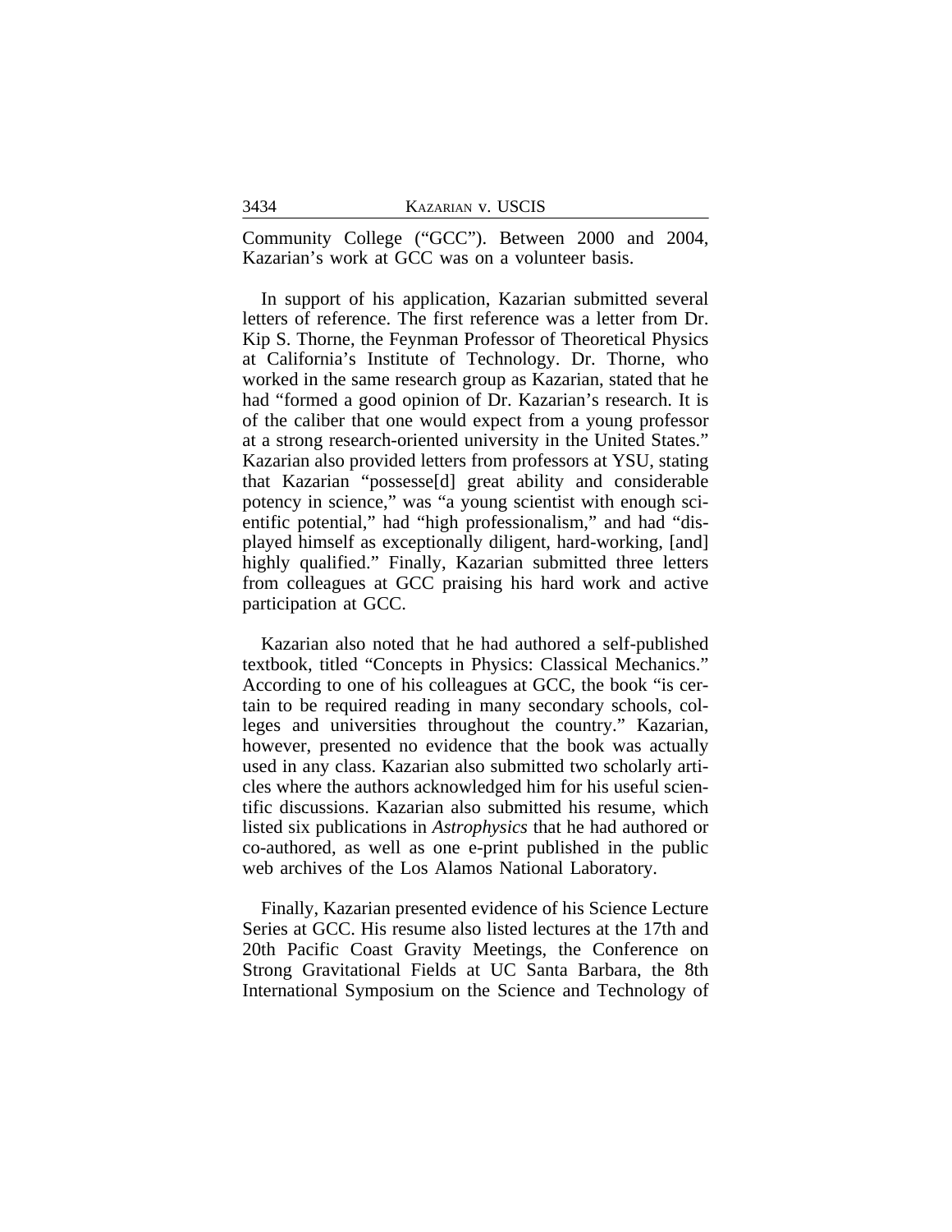Community College ("GCC"). Between 2000 and 2004, Kazarian's work at GCC was on a volunteer basis.

In support of his application, Kazarian submitted several letters of reference. The first reference was a letter from Dr. Kip S. Thorne, the Feynman Professor of Theoretical Physics at California's Institute of Technology. Dr. Thorne, who worked in the same research group as Kazarian, stated that he had "formed a good opinion of Dr. Kazarian's research. It is of the caliber that one would expect from a young professor at a strong research-oriented university in the United States." Kazarian also provided letters from professors at YSU, stating that Kazarian "possesse[d] great ability and considerable potency in science," was "a young scientist with enough scientific potential," had "high professionalism," and had "displayed himself as exceptionally diligent, hard-working, [and] highly qualified." Finally, Kazarian submitted three letters from colleagues at GCC praising his hard work and active participation at GCC.

Kazarian also noted that he had authored a self-published textbook, titled "Concepts in Physics: Classical Mechanics." According to one of his colleagues at GCC, the book "is certain to be required reading in many secondary schools, colleges and universities throughout the country." Kazarian, however, presented no evidence that the book was actually used in any class. Kazarian also submitted two scholarly articles where the authors acknowledged him for his useful scientific discussions. Kazarian also submitted his resume, which listed six publications in *Astrophysics* that he had authored or co-authored, as well as one e-print published in the public web archives of the Los Alamos National Laboratory.

Finally, Kazarian presented evidence of his Science Lecture Series at GCC. His resume also listed lectures at the 17th and 20th Pacific Coast Gravity Meetings, the Conference on Strong Gravitational Fields at UC Santa Barbara, the 8th International Symposium on the Science and Technology of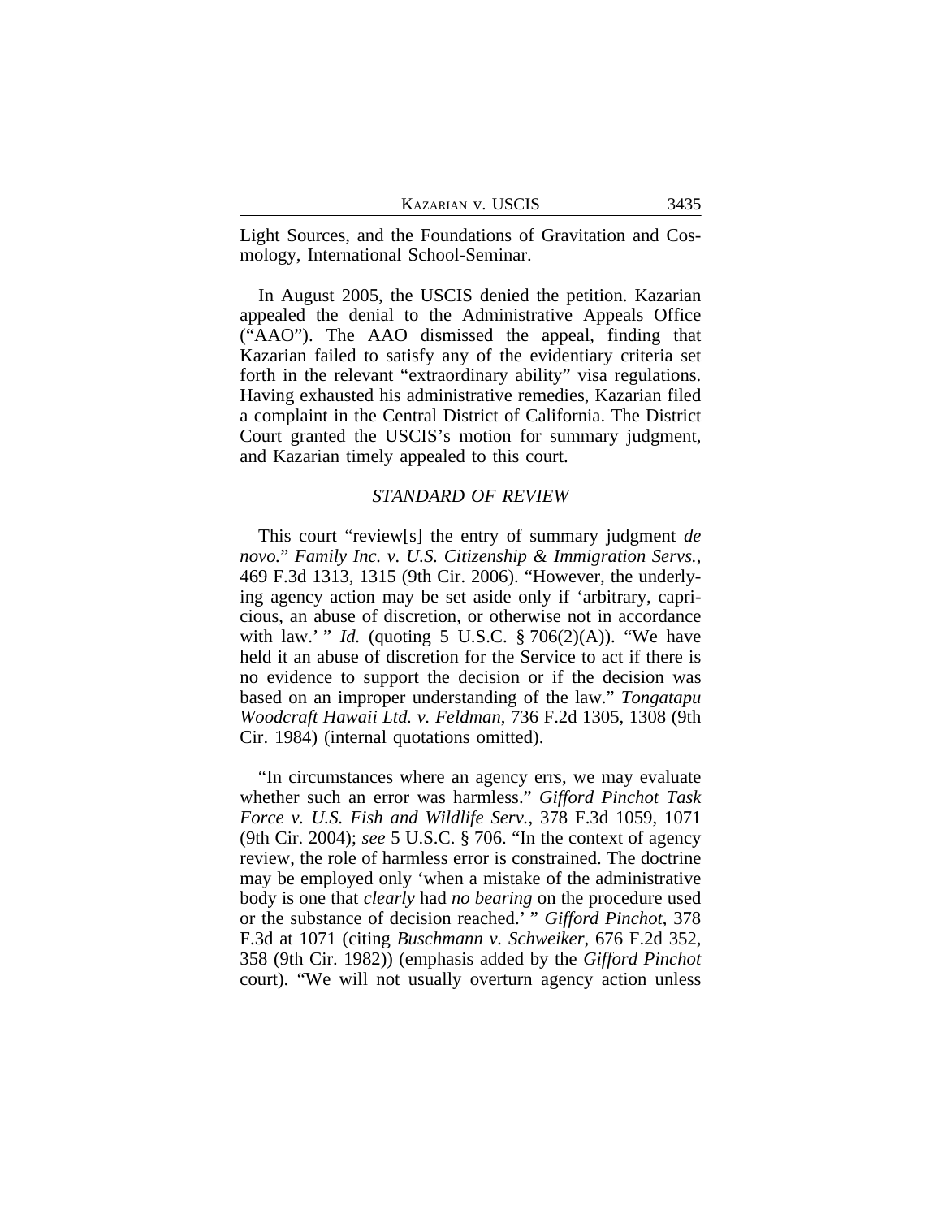Light Sources, and the Foundations of Gravitation and Cosmology, International School-Seminar.

In August 2005, the USCIS denied the petition. Kazarian appealed the denial to the Administrative Appeals Office ("AAO"). The AAO dismissed the appeal, finding that Kazarian failed to satisfy any of the evidentiary criteria set forth in the relevant "extraordinary ability" visa regulations. Having exhausted his administrative remedies, Kazarian filed a complaint in the Central District of California. The District Court granted the USCIS's motion for summary judgment, and Kazarian timely appealed to this court.

### *STANDARD OF REVIEW*

This court "review[s] the entry of summary judgment *de novo.*" *Family Inc. v. U.S. Citizenship & Immigration Servs.*, 469 F.3d 1313, 1315 (9th Cir. 2006). "However, the underlying agency action may be set aside only if 'arbitrary, capricious, an abuse of discretion, or otherwise not in accordance with law.' " *Id.* (quoting 5 U.S.C. § 706(2)(A)). "We have held it an abuse of discretion for the Service to act if there is no evidence to support the decision or if the decision was based on an improper understanding of the law." *Tongatapu Woodcraft Hawaii Ltd. v. Feldman*, 736 F.2d 1305, 1308 (9th Cir. 1984) (internal quotations omitted).

"In circumstances where an agency errs, we may evaluate whether such an error was harmless." *Gifford Pinchot Task Force v. U.S. Fish and Wildlife Serv.*, 378 F.3d 1059, 1071 (9th Cir. 2004); *see* 5 U.S.C. § 706. "In the context of agency review, the role of harmless error is constrained. The doctrine may be employed only 'when a mistake of the administrative body is one that *clearly* had *no bearing* on the procedure used or the substance of decision reached.' " *Gifford Pinchot*, 378 F.3d at 1071 (citing *Buschmann v. Schweiker*, 676 F.2d 352, 358 (9th Cir. 1982)) (emphasis added by the *Gifford Pinchot* court). "We will not usually overturn agency action unless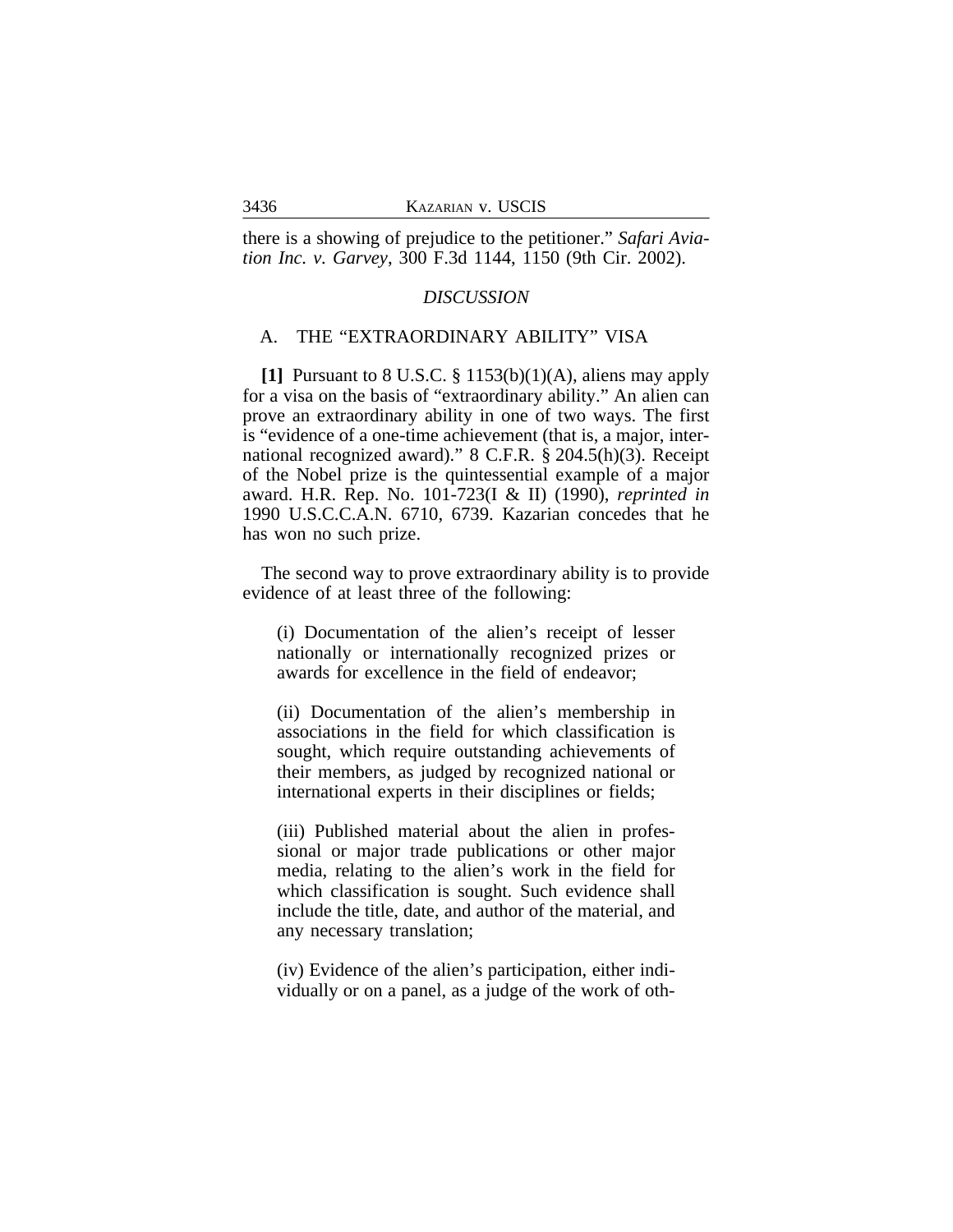there is a showing of prejudice to the petitioner." *Safari Aviation Inc. v. Garvey*, 300 F.3d 1144, 1150 (9th Cir. 2002).

## *DISCUSSION*

### A. THE "EXTRAORDINARY ABILITY" VISA

**[1]** Pursuant to 8 U.S.C. § 1153(b)(1)(A), aliens may apply for a visa on the basis of "extraordinary ability." An alien can prove an extraordinary ability in one of two ways. The first is "evidence of a one-time achievement (that is, a major, international recognized award)." 8 C.F.R. § 204.5(h)(3). Receipt of the Nobel prize is the quintessential example of a major award. H.R. Rep. No. 101-723(I & II) (1990), *reprinted in* 1990 U.S.C.C.A.N. 6710, 6739. Kazarian concedes that he has won no such prize.

The second way to prove extraordinary ability is to provide evidence of at least three of the following:

> (i) Documentation of the alien's receipt of lesser nationally or internationally recognized prizes or awards for excellence in the field of endeavor;
>
> (ii) Documentation of the alien's membership in associations in the field for which classification is sought, which require outstanding achievements of their members, as judged by recognized national or international experts in their disciplines or fields;
>
> (iii) Published material about the alien in professional or major trade publications or other major media, relating to the alien's work in the field for which classification is sought. Such evidence shall include the title, date, and author of the material, and any necessary translation;
>
> (iv) Evidence of the alien's participation, either individually or on a panel, as a judge of the work of oth-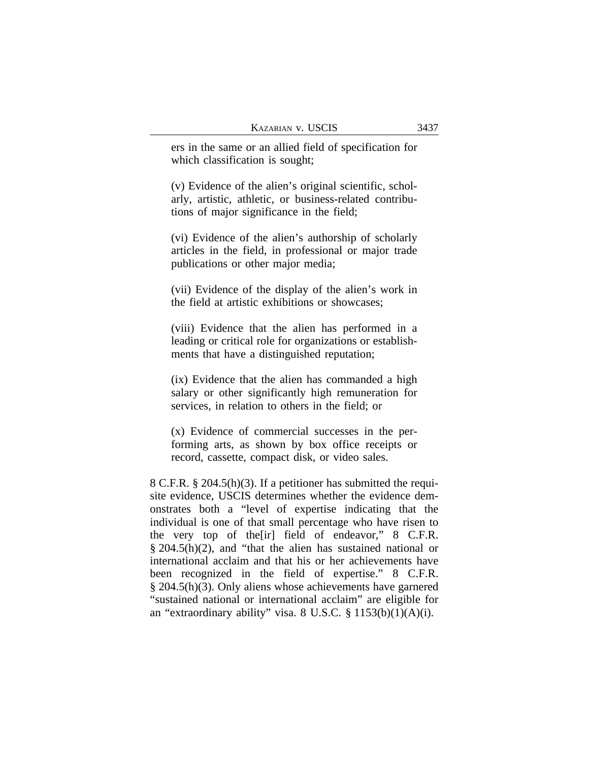ers in the same or an allied field of specification for which classification is sought;

(v) Evidence of the alien's original scientific, scholarly, artistic, athletic, or business-related contributions of major significance in the field;

(vi) Evidence of the alien's authorship of scholarly articles in the field, in professional or major trade publications or other major media;

(vii) Evidence of the display of the alien's work in the field at artistic exhibitions or showcases;

(viii) Evidence that the alien has performed in a leading or critical role for organizations or establishments that have a distinguished reputation;

(ix) Evidence that the alien has commanded a high salary or other significantly high remuneration for services, in relation to others in the field; or

(x) Evidence of commercial successes in the performing arts, as shown by box office receipts or record, cassette, compact disk, or video sales.

8 C.F.R. § 204.5(h)(3). If a petitioner has submitted the requisite evidence, USCIS determines whether the evidence demonstrates both a "level of expertise indicating that the individual is one of that small percentage who have risen to the very top of the[ir] field of endeavor," 8 C.F.R. § 204.5(h)(2), and "that the alien has sustained national or international acclaim and that his or her achievements have been recognized in the field of expertise." 8 C.F.R. § 204.5(h)(3). Only aliens whose achievements have garnered "sustained national or international acclaim" are eligible for an "extraordinary ability" visa. 8 U.S.C. § 1153(b)(1)(A)(i).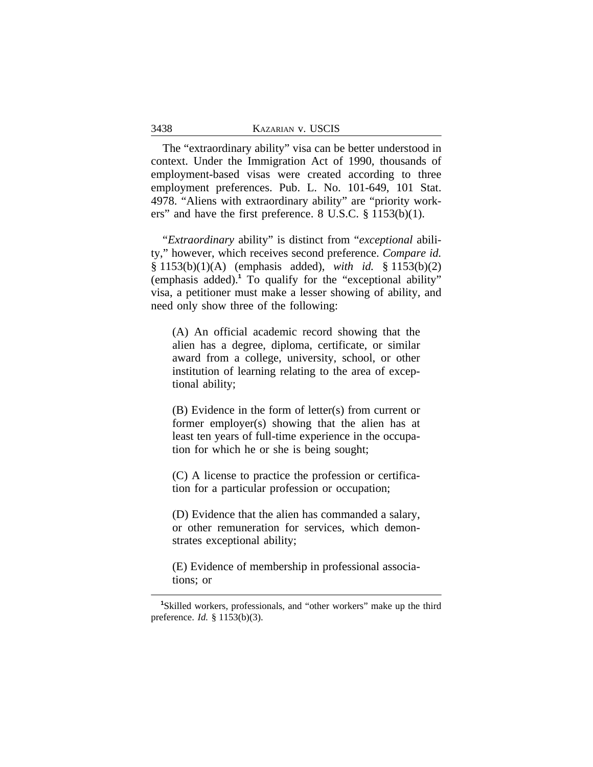The "extraordinary ability" visa can be better understood in context. Under the Immigration Act of 1990, thousands of employment-based visas were created according to three employment preferences. Pub. L. No. 101-649, 101 Stat. 4978. "Aliens with extraordinary ability" are "priority workers" and have the first preference. 8 U.S.C. § 1153(b)(1).

"*Extraordinary* ability" is distinct from "*exceptional* ability," however, which receives second preference. *Compare id.* § 1153(b)(1)(A) (emphasis added), *with id.* § 1153(b)(2) (emphasis added).[1] To qualify for the "exceptional ability" visa, a petitioner must make a lesser showing of ability, and need only show three of the following:

> (A) An official academic record showing that the alien has a degree, diploma, certificate, or similar award from a college, university, school, or other institution of learning relating to the area of exceptional ability;
>
> (B) Evidence in the form of letter(s) from current or former employer(s) showing that the alien has at least ten years of full-time experience in the occupation for which he or she is being sought;
>
> (C) A license to practice the profession or certification for a particular profession or occupation;
>
> (D) Evidence that the alien has commanded a salary, or other remuneration for services, which demonstrates exceptional ability;
>
> (E) Evidence of membership in professional associations; or

---

[1] Skilled workers, professionals, and "other workers" make up the third preference. *Id.* § 1153(b)(3).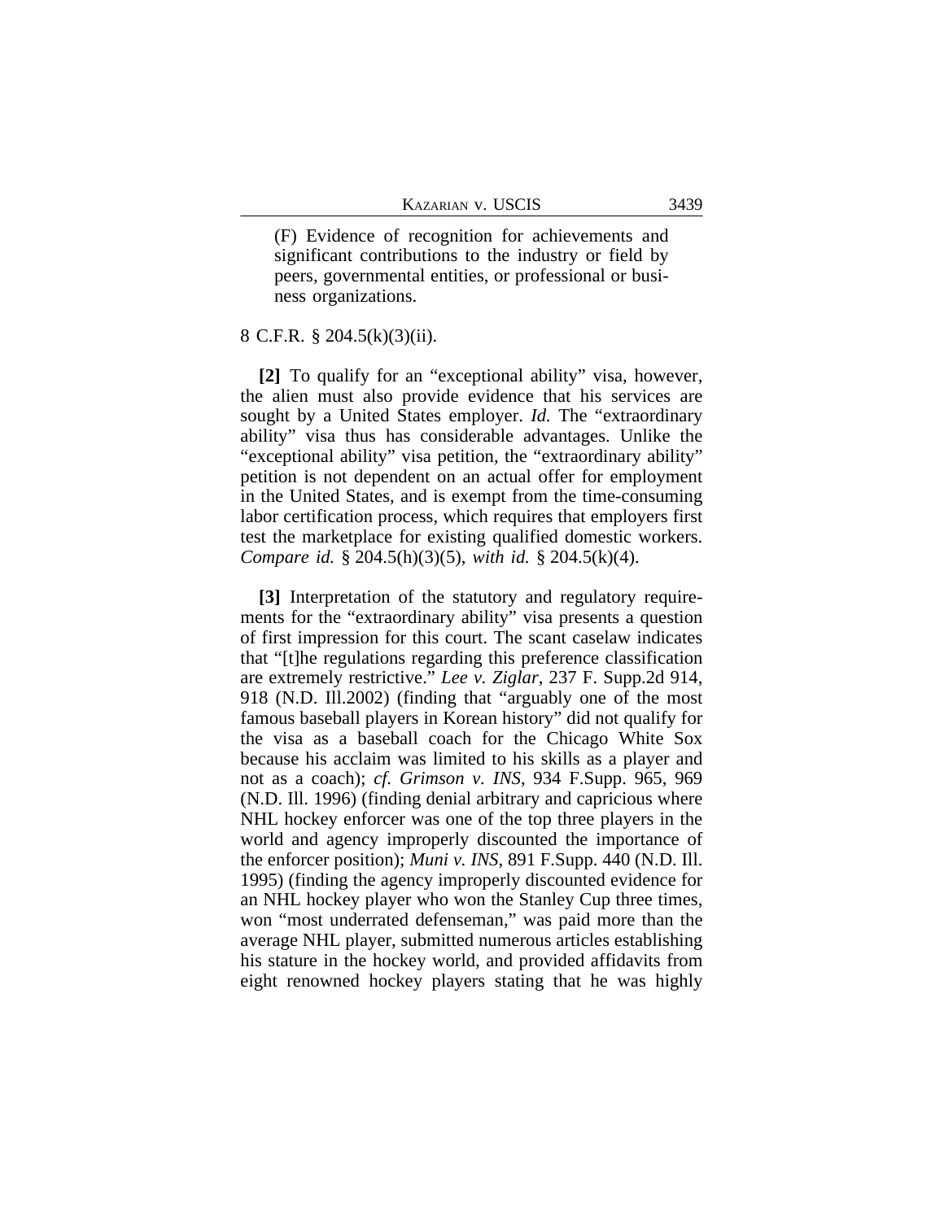(F) Evidence of recognition for achievements and significant contributions to the industry or field by peers, governmental entities, or professional or business organizations.

8 C.F.R. § 204.5(k)(3)(ii).

**[2]** To qualify for an "exceptional ability" visa, however, the alien must also provide evidence that his services are sought by a United States employer. *Id.* The "extraordinary ability" visa thus has considerable advantages. Unlike the "exceptional ability" visa petition, the "extraordinary ability" petition is not dependent on an actual offer for employment in the United States, and is exempt from the time-consuming labor certification process, which requires that employers first test the marketplace for existing qualified domestic workers. *Compare id.* § 204.5(h)(3)(5), *with id.* § 204.5(k)(4).

**[3]** Interpretation of the statutory and regulatory requirements for the "extraordinary ability" visa presents a question of first impression for this court. The scant caselaw indicates that "[t]he regulations regarding this preference classification are extremely restrictive." *Lee v. Ziglar*, 237 F. Supp.2d 914, 918 (N.D. Ill.2002) (finding that "arguably one of the most famous baseball players in Korean history" did not qualify for the visa as a baseball coach for the Chicago White Sox because his acclaim was limited to his skills as a player and not as a coach); *cf. Grimson v. INS*, 934 F.Supp. 965, 969 (N.D. Ill. 1996) (finding denial arbitrary and capricious where NHL hockey enforcer was one of the top three players in the world and agency improperly discounted the importance of the enforcer position); *Muni v. INS*, 891 F.Supp. 440 (N.D. Ill. 1995) (finding the agency improperly discounted evidence for an NHL hockey player who won the Stanley Cup three times, won "most underrated defenseman," was paid more than the average NHL player, submitted numerous articles establishing his stature in the hockey world, and provided affidavits from eight renowned hockey players stating that he was highly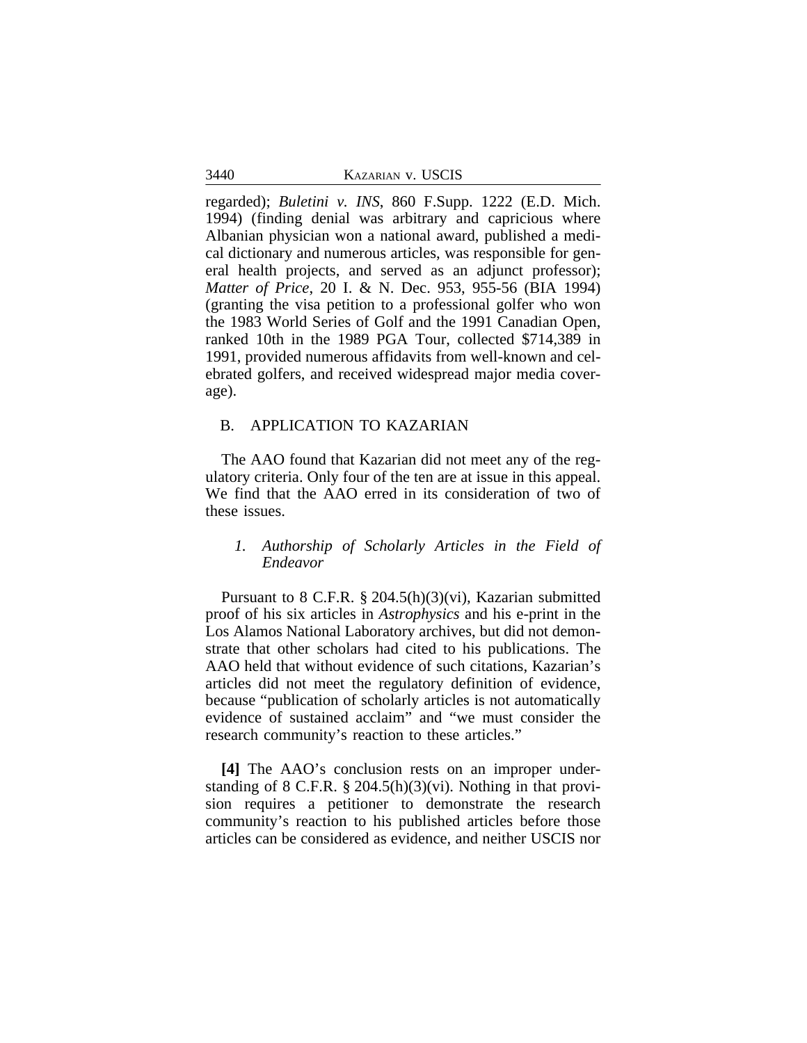regarded); *Buletini v. INS*, 860 F.Supp. 1222 (E.D. Mich. 1994) (finding denial was arbitrary and capricious where Albanian physician won a national award, published a medical dictionary and numerous articles, was responsible for general health projects, and served as an adjunct professor); *Matter of Price*, 20 I. & N. Dec. 953, 955-56 (BIA 1994) (granting the visa petition to a professional golfer who won the 1983 World Series of Golf and the 1991 Canadian Open, ranked 10th in the 1989 PGA Tour, collected $714,389 in 1991, provided numerous affidavits from well-known and celebrated golfers, and received widespread major media coverage).

## B. APPLICATION TO KAZARIAN

The AAO found that Kazarian did not meet any of the regulatory criteria. Only four of the ten are at issue in this appeal. We find that the AAO erred in its consideration of two of these issues.

### *1. Authorship of Scholarly Articles in the Field of Endeavor*

Pursuant to 8 C.F.R. § 204.5(h)(3)(vi), Kazarian submitted proof of his six articles in *Astrophysics* and his e-print in the Los Alamos National Laboratory archives, but did not demonstrate that other scholars had cited to his publications. The AAO held that without evidence of such citations, Kazarian's articles did not meet the regulatory definition of evidence, because "publication of scholarly articles is not automatically evidence of sustained acclaim" and "we must consider the research community's reaction to these articles."

**[4]** The AAO's conclusion rests on an improper understanding of 8 C.F.R. § 204.5(h)(3)(vi). Nothing in that provision requires a petitioner to demonstrate the research community's reaction to his published articles before those articles can be considered as evidence, and neither USCIS nor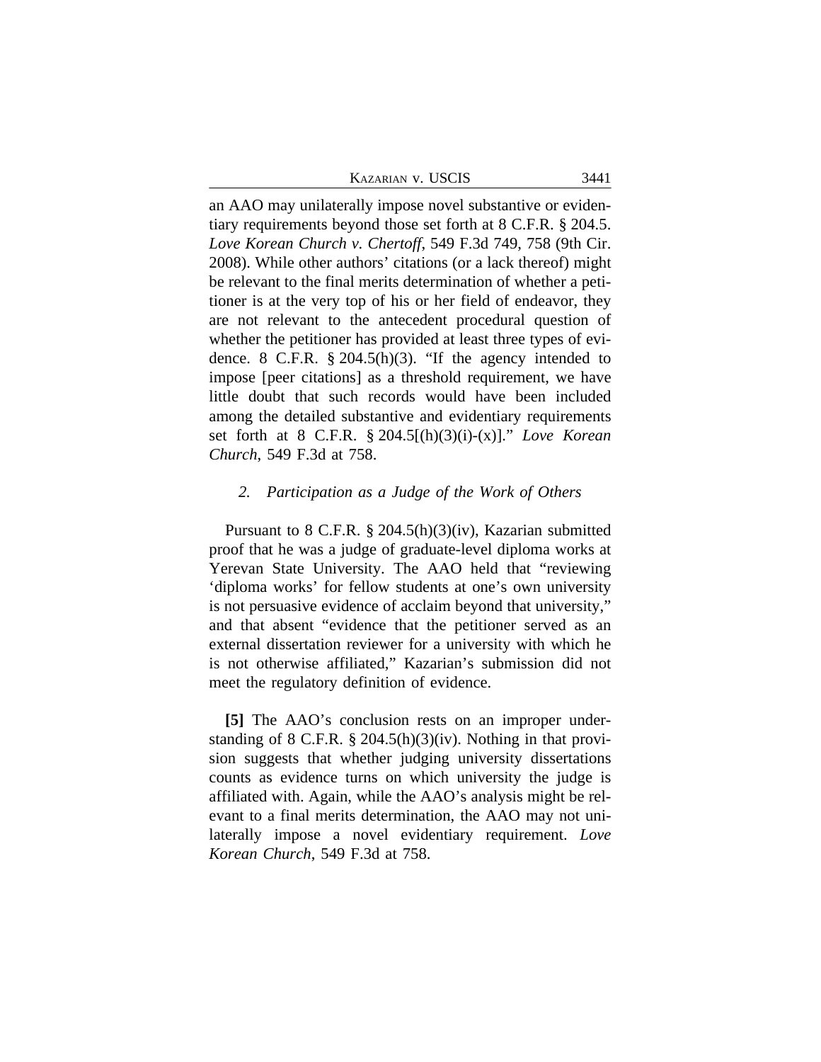an AAO may unilaterally impose novel substantive or evidentiary requirements beyond those set forth at 8 C.F.R. § 204.5. *Love Korean Church v. Chertoff*, 549 F.3d 749, 758 (9th Cir. 2008). While other authors' citations (or a lack thereof) might be relevant to the final merits determination of whether a petitioner is at the very top of his or her field of endeavor, they are not relevant to the antecedent procedural question of whether the petitioner has provided at least three types of evidence. 8 C.F.R. § 204.5(h)(3). "If the agency intended to impose [peer citations] as a threshold requirement, we have little doubt that such records would have been included among the detailed substantive and evidentiary requirements set forth at 8 C.F.R. § 204.5[(h)(3)(i)-(x)]." *Love Korean Church*, 549 F.3d at 758.

### *2. Participation as a Judge of the Work of Others*

Pursuant to 8 C.F.R. § 204.5(h)(3)(iv), Kazarian submitted proof that he was a judge of graduate-level diploma works at Yerevan State University. The AAO held that "reviewing 'diploma works' for fellow students at one's own university is not persuasive evidence of acclaim beyond that university," and that absent "evidence that the petitioner served as an external dissertation reviewer for a university with which he is not otherwise affiliated," Kazarian's submission did not meet the regulatory definition of evidence.

**[5]** The AAO's conclusion rests on an improper understanding of 8 C.F.R. § 204.5(h)(3)(iv). Nothing in that provision suggests that whether judging university dissertations counts as evidence turns on which university the judge is affiliated with. Again, while the AAO's analysis might be relevant to a final merits determination, the AAO may not unilaterally impose a novel evidentiary requirement. *Love Korean Church*, 549 F.3d at 758.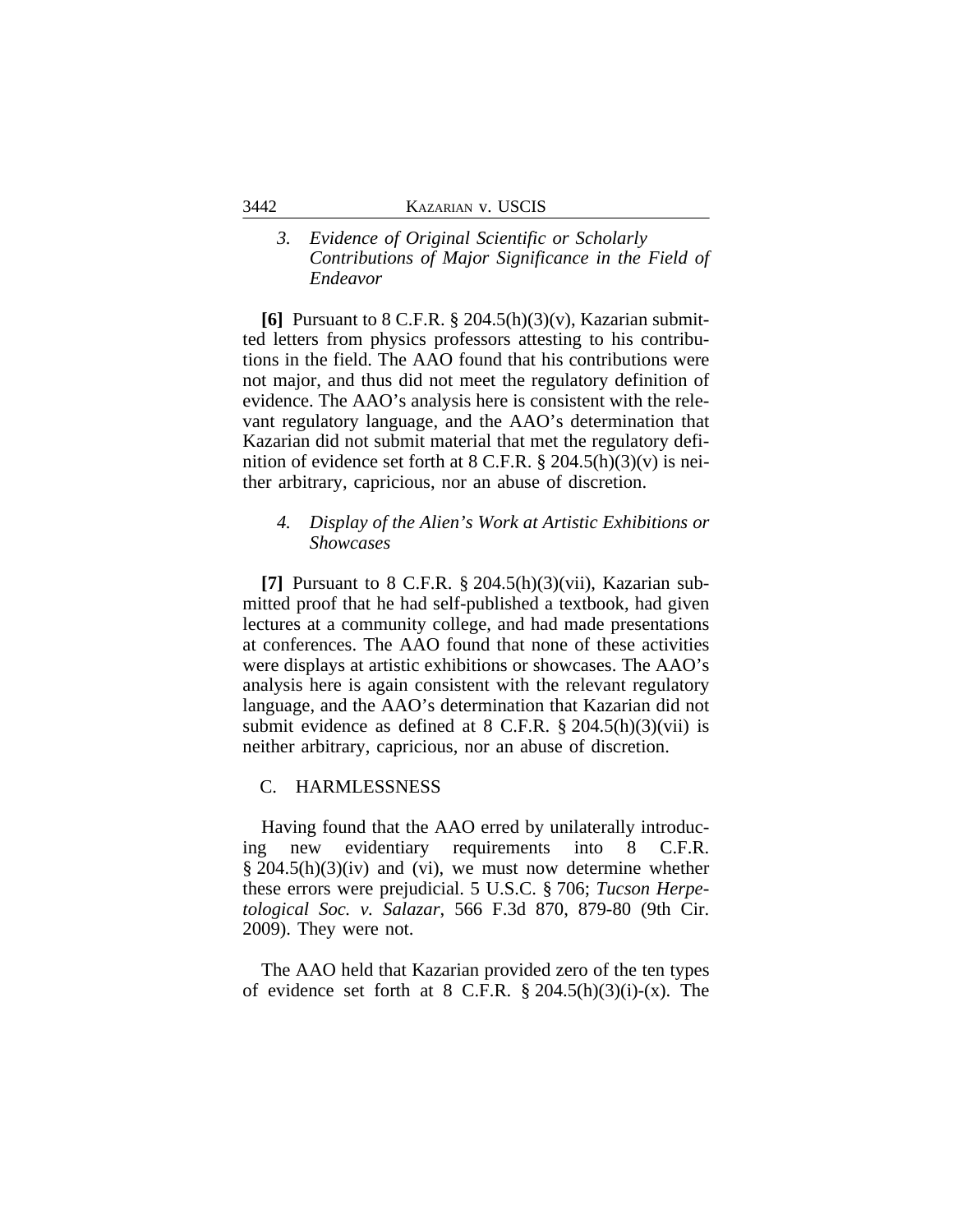*3. Evidence of Original Scientific or Scholarly Contributions of Major Significance in the Field of Endeavor*

**[6]** Pursuant to 8 C.F.R. § 204.5(h)(3)(v), Kazarian submitted letters from physics professors attesting to his contributions in the field. The AAO found that his contributions were not major, and thus did not meet the regulatory definition of evidence. The AAO's analysis here is consistent with the relevant regulatory language, and the AAO's determination that Kazarian did not submit material that met the regulatory definition of evidence set forth at 8 C.F.R. § 204.5(h)(3)(v) is neither arbitrary, capricious, nor an abuse of discretion.

*4. Display of the Alien's Work at Artistic Exhibitions or Showcases*

**[7]** Pursuant to 8 C.F.R. § 204.5(h)(3)(vii), Kazarian submitted proof that he had self-published a textbook, had given lectures at a community college, and had made presentations at conferences. The AAO found that none of these activities were displays at artistic exhibitions or showcases. The AAO's analysis here is again consistent with the relevant regulatory language, and the AAO's determination that Kazarian did not submit evidence as defined at 8 C.F.R. § 204.5(h)(3)(vii) is neither arbitrary, capricious, nor an abuse of discretion.

C. HARMLESSNESS

Having found that the AAO erred by unilaterally introducing new evidentiary requirements into 8 C.F.R. § 204.5(h)(3)(iv) and (vi), we must now determine whether these errors were prejudicial. 5 U.S.C. § 706; *Tucson Herpetological Soc. v. Salazar*, 566 F.3d 870, 879-80 (9th Cir. 2009). They were not.

The AAO held that Kazarian provided zero of the ten types of evidence set forth at 8 C.F.R. § 204.5(h)(3)(i)-(x). The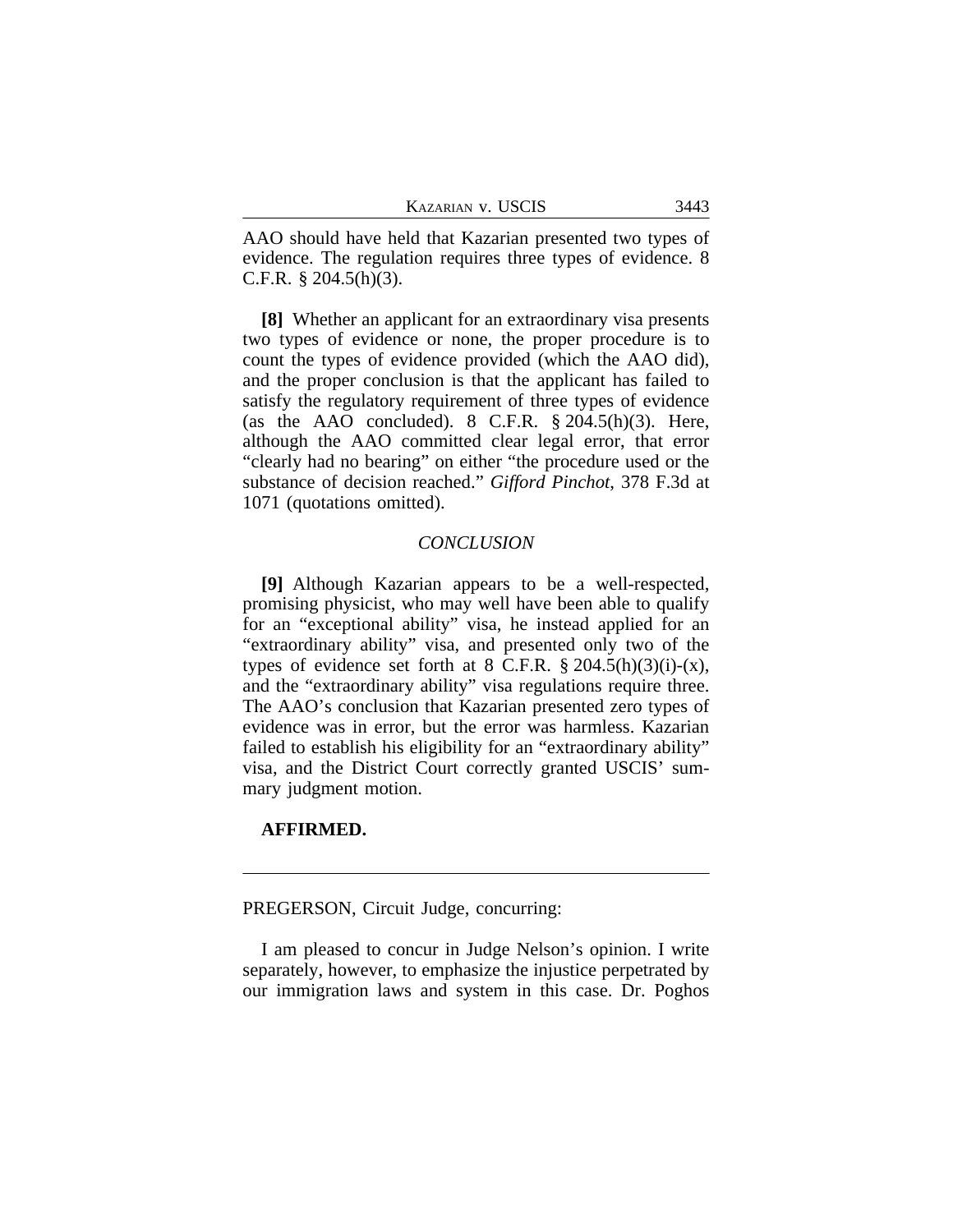AAO should have held that Kazarian presented two types of evidence. The regulation requires three types of evidence. 8 C.F.R. § 204.5(h)(3).

**[8]** Whether an applicant for an extraordinary visa presents two types of evidence or none, the proper procedure is to count the types of evidence provided (which the AAO did), and the proper conclusion is that the applicant has failed to satisfy the regulatory requirement of three types of evidence (as the AAO concluded). 8 C.F.R. § 204.5(h)(3). Here, although the AAO committed clear legal error, that error "clearly had no bearing" on either "the procedure used or the substance of decision reached." *Gifford Pinchot*, 378 F.3d at 1071 (quotations omitted).

## *CONCLUSION*

**[9]** Although Kazarian appears to be a well-respected, promising physicist, who may well have been able to qualify for an "exceptional ability" visa, he instead applied for an "extraordinary ability" visa, and presented only two of the types of evidence set forth at 8 C.F.R. § 204.5(h)(3)(i)-(x), and the "extraordinary ability" visa regulations require three. The AAO's conclusion that Kazarian presented zero types of evidence was in error, but the error was harmless. Kazarian failed to establish his eligibility for an "extraordinary ability" visa, and the District Court correctly granted USCIS' summary judgment motion.

**AFFIRMED.**

---

PREGERSON, Circuit Judge, concurring:

I am pleased to concur in Judge Nelson's opinion. I write separately, however, to emphasize the injustice perpetrated by our immigration laws and system in this case. Dr. Poghos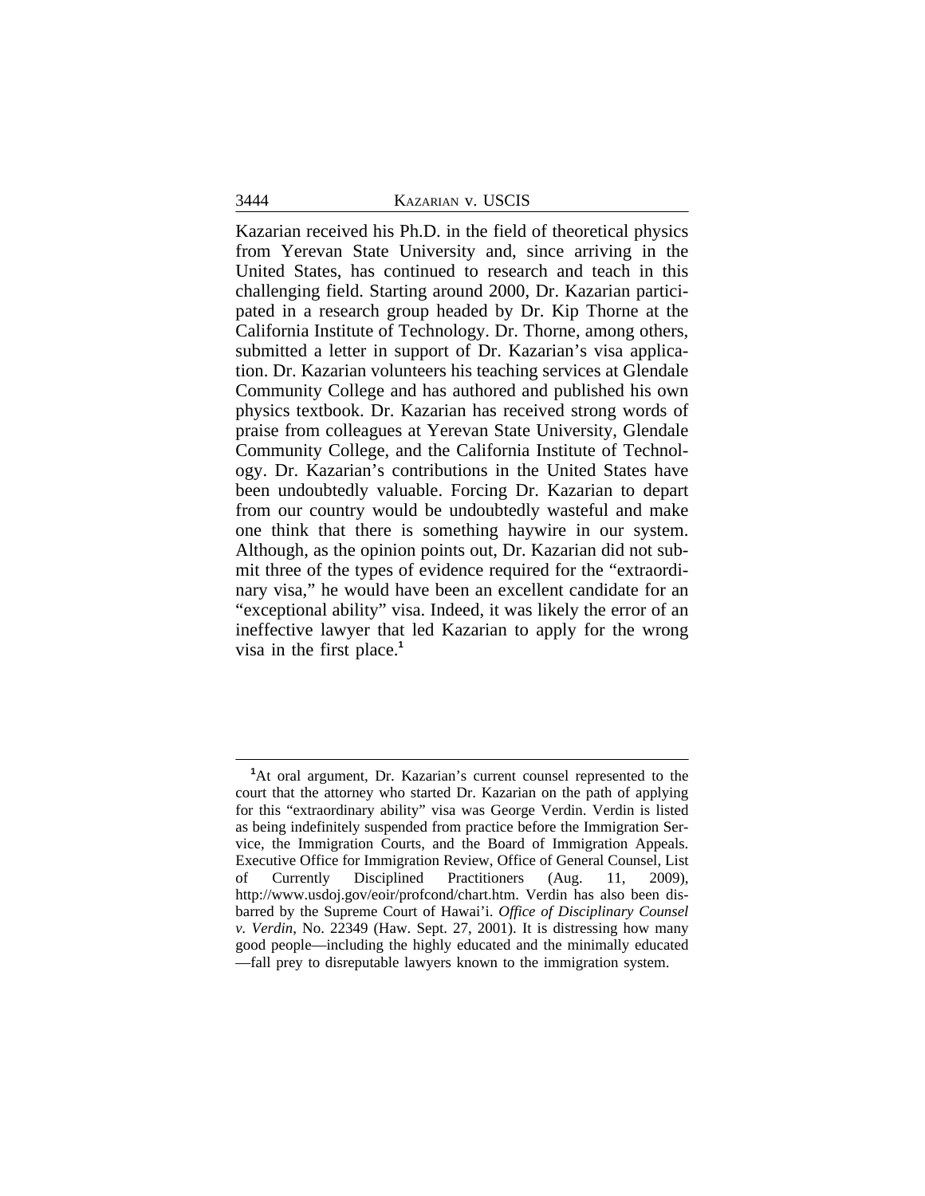Kazarian received his Ph.D. in the field of theoretical physics from Yerevan State University and, since arriving in the United States, has continued to research and teach in this challenging field. Starting around 2000, Dr. Kazarian participated in a research group headed by Dr. Kip Thorne at the California Institute of Technology. Dr. Thorne, among others, submitted a letter in support of Dr. Kazarian's visa application. Dr. Kazarian volunteers his teaching services at Glendale Community College and has authored and published his own physics textbook. Dr. Kazarian has received strong words of praise from colleagues at Yerevan State University, Glendale Community College, and the California Institute of Technology. Dr. Kazarian's contributions in the United States have been undoubtedly valuable. Forcing Dr. Kazarian to depart from our country would be undoubtedly wasteful and make one think that there is something haywire in our system. Although, as the opinion points out, Dr. Kazarian did not submit three of the types of evidence required for the "extraordinary visa," he would have been an excellent candidate for an "exceptional ability" visa. Indeed, it was likely the error of an ineffective lawyer that led Kazarian to apply for the wrong visa in the first place.[1]

---

[1] At oral argument, Dr. Kazarian's current counsel represented to the court that the attorney who started Dr. Kazarian on the path of applying for this "extraordinary ability" visa was George Verdin. Verdin is listed as being indefinitely suspended from practice before the Immigration Service, the Immigration Courts, and the Board of Immigration Appeals. Executive Office for Immigration Review, Office of General Counsel, List of Currently Disciplined Practitioners (Aug. 11, 2009), http://www.usdoj.gov/eoir/profcond/chart.htm. Verdin has also been disbarred by the Supreme Court of Hawai'i. *Office of Disciplinary Counsel v. Verdin*, No. 22349 (Haw. Sept. 27, 2001). It is distressing how many good people—including the highly educated and the minimally educated—fall prey to disreputable lawyers known to the immigration system.